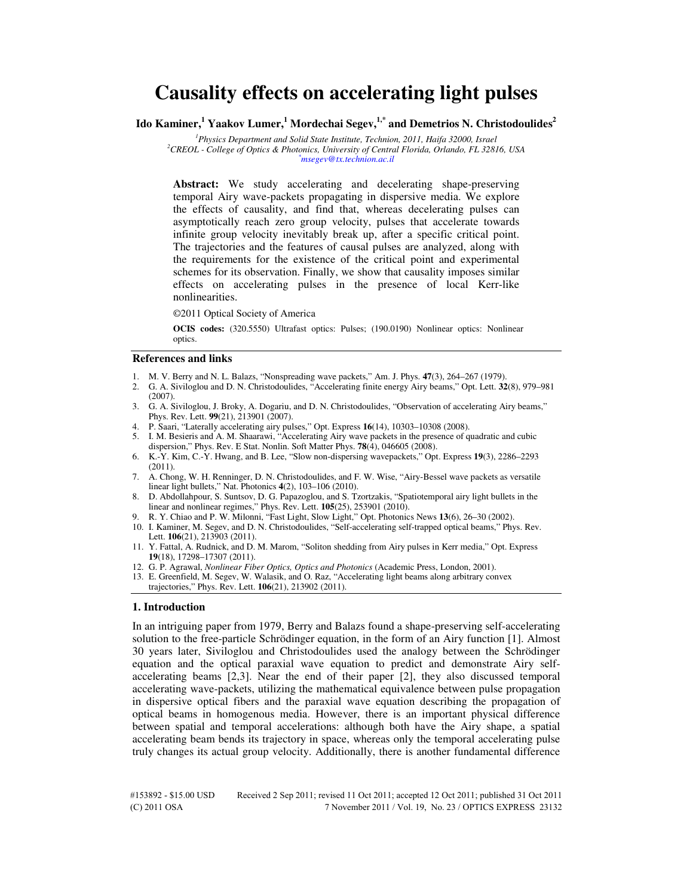# Causality effects on accelerating light pulses

**Ido Kaminer,[1] Yaakov Lumer,[1] Mordechai Segev,[1,*] and Demetrios N. Christodoulides[2]**

*[1]Physics Department and Solid State Institute, Technion, 2011, Haifa 32000, Israel*
*[2]CREOL - College of Optics & Photonics, University of Central Florida, Orlando, FL 32816, USA*
*[*]msegev@tx.technion.ac.il*

**Abstract:** We study accelerating and decelerating shape-preserving temporal Airy wave-packets propagating in dispersive media. We explore the effects of causality, and find that, whereas decelerating pulses can asymptotically reach zero group velocity, pulses that accelerate towards infinite group velocity inevitably break up, after a specific critical point. The trajectories and the features of causal pulses are analyzed, along with the requirements for the existence of the critical point and experimental schemes for its observation. Finally, we show that causality imposes similar effects on accelerating pulses in the presence of local Kerr-like nonlinearities.

©2011 Optical Society of America

**OCIS codes:** (320.5550) Ultrafast optics: Pulses; (190.0190) Nonlinear optics: Nonlinear optics.

## References and links

1. M. V. Berry and N. L. Balazs, "Nonspreading wave packets," Am. J. Phys. **47**(3), 264–267 (1979).
2. G. A. Siviloglou and D. N. Christodoulides, "Accelerating finite energy Airy beams," Opt. Lett. **32**(8), 979–981 (2007).
3. G. A. Siviloglou, J. Broky, A. Dogariu, and D. N. Christodoulides, "Observation of accelerating Airy beams," Phys. Rev. Lett. **99**(21), 213901 (2007).
4. P. Saari, "Laterally accelerating airy pulses," Opt. Express **16**(14), 10303–10308 (2008).
5. I. M. Besieris and A. M. Shaarawi, "Accelerating Airy wave packets in the presence of quadratic and cubic dispersion," Phys. Rev. E Stat. Nonlin. Soft Matter Phys. **78**(4), 046605 (2008).
6. K.-Y. Kim, C.-Y. Hwang, and B. Lee, "Slow non-dispersing wavepackets," Opt. Express **19**(3), 2286–2293 (2011).
7. A. Chong, W. H. Renninger, D. N. Christodoulides, and F. W. Wise, "Airy-Bessel wave packets as versatile linear light bullets," Nat. Photonics **4**(2), 103–106 (2010).
8. D. Abdollahpour, S. Suntsov, D. G. Papazoglou, and S. Tzortzakis, "Spatiotemporal airy light bullets in the linear and nonlinear regimes," Phys. Rev. Lett. **105**(25), 253901 (2010).
9. R. Y. Chiao and P. W. Milonni, "Fast Light, Slow Light," Opt. Photonics News **13**(6), 26–30 (2002).
10. I. Kaminer, M. Segev, and D. N. Christodoulides, "Self-accelerating self-trapped optical beams," Phys. Rev. Lett. **106**(21), 213903 (2011).
11. Y. Fattal, A. Rudnick, and D. M. Marom, "Soliton shedding from Airy pulses in Kerr media," Opt. Express **19**(18), 17298–17307 (2011).
12. G. P. Agrawal, *Nonlinear Fiber Optics, Optics and Photonics* (Academic Press, London, 2001).
13. E. Greenfield, M. Segev, W. Walasik, and O. Raz, "Accelerating light beams along arbitrary convex trajectories," Phys. Rev. Lett. **106**(21), 213902 (2011).

## 1. Introduction

In an intriguing paper from 1979, Berry and Balazs found a shape-preserving self-accelerating solution to the free-particle Schrödinger equation, in the form of an Airy function [1]. Almost 30 years later, Siviloglou and Christodoulides used the analogy between the Schrödinger equation and the optical paraxial wave equation to predict and demonstrate Airy self-accelerating beams [2,3]. Near the end of their paper [2], they also discussed temporal accelerating wave-packets, utilizing the mathematical equivalence between pulse propagation in dispersive optical fibers and the paraxial wave equation describing the propagation of optical beams in homogenous media. However, there is an important physical difference between spatial and temporal accelerations: although both have the Airy shape, a spatial accelerating beam bends its trajectory in space, whereas only the temporal accelerating pulse truly changes its actual group velocity. Additionally, there is another fundamental difference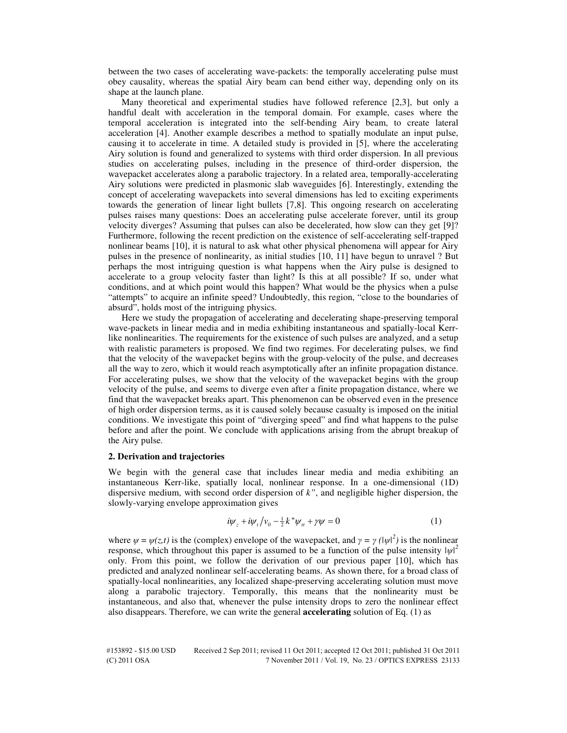between the two cases of accelerating wave-packets: the temporally accelerating pulse must obey causality, whereas the spatial Airy beam can bend either way, depending only on its shape at the launch plane.

Many theoretical and experimental studies have followed reference [2,3], but only a handful dealt with acceleration in the temporal domain. For example, cases where the temporal acceleration is integrated into the self-bending Airy beam, to create lateral acceleration [4]. Another example describes a method to spatially modulate an input pulse, causing it to accelerate in time. A detailed study is provided in [5], where the accelerating Airy solution is found and generalized to systems with third order dispersion. In all previous studies on accelerating pulses, including in the presence of third-order dispersion, the wavepacket accelerates along a parabolic trajectory. In a related area, temporally-accelerating Airy solutions were predicted in plasmonic slab waveguides [6]. Interestingly, extending the concept of accelerating wavepackets into several dimensions has led to exciting experiments towards the generation of linear light bullets [7,8]. This ongoing research on accelerating pulses raises many questions: Does an accelerating pulse accelerate forever, until its group velocity diverges? Assuming that pulses can also be decelerated, how slow can they get [9]? Furthermore, following the recent prediction on the existence of self-accelerating self-trapped nonlinear beams [10], it is natural to ask what other physical phenomena will appear for Airy pulses in the presence of nonlinearity, as initial studies [10, 11] have begun to unravel ? But perhaps the most intriguing question is what happens when the Airy pulse is designed to accelerate to a group velocity faster than light? Is this at all possible? If so, under what conditions, and at which point would this happen? What would be the physics when a pulse "attempts" to acquire an infinite speed? Undoubtedly, this region, "close to the boundaries of absurd", holds most of the intriguing physics.

Here we study the propagation of accelerating and decelerating shape-preserving temporal wave-packets in linear media and in media exhibiting instantaneous and spatially-local Kerr-like nonlinearities. The requirements for the existence of such pulses are analyzed, and a setup with realistic parameters is proposed. We find two regimes. For decelerating pulses, we find that the velocity of the wavepacket begins with the group-velocity of the pulse, and decreases all the way to zero, which it would reach asymptotically after an infinite propagation distance. For accelerating pulses, we show that the velocity of the wavepacket begins with the group velocity of the pulse, and seems to diverge even after a finite propagation distance, where we find that the wavepacket breaks apart. This phenomenon can be observed even in the presence of high order dispersion terms, as it is caused solely because casualty is imposed on the initial conditions. We investigate this point of "diverging speed" and find what happens to the pulse before and after the point. We conclude with applications arising from the abrupt breakup of the Airy pulse.

## 2. Derivation and trajectories

We begin with the general case that includes linear media and media exhibiting an instantaneous Kerr-like, spatially local, nonlinear response. In a one-dimensional (1D) dispersive medium, with second order dispersion of $k''$, and negligible higher dispersion, the slowly-varying envelope approximation gives

$$i\psi_z + i\psi_t / v_0 - \tfrac{1}{2} k'' \psi_{tt} + \gamma\psi = 0 \tag{1}$$

where $\psi = \psi(z,t)$ is the (complex) envelope of the wavepacket, and $\gamma = \gamma(|\psi|^2)$ is the nonlinear response, which throughout this paper is assumed to be a function of the pulse intensity $|\psi|^2$ only. From this point, we follow the derivation of our previous paper [10], which has predicted and analyzed nonlinear self-accelerating beams. As shown there, for a broad class of spatially-local nonlinearities, any localized shape-preserving accelerating solution must move along a parabolic trajectory. Temporally, this means that the nonlinearity must be instantaneous, and also that, whenever the pulse intensity drops to zero the nonlinear effect also disappears. Therefore, we can write the general **accelerating** solution of Eq. (1) as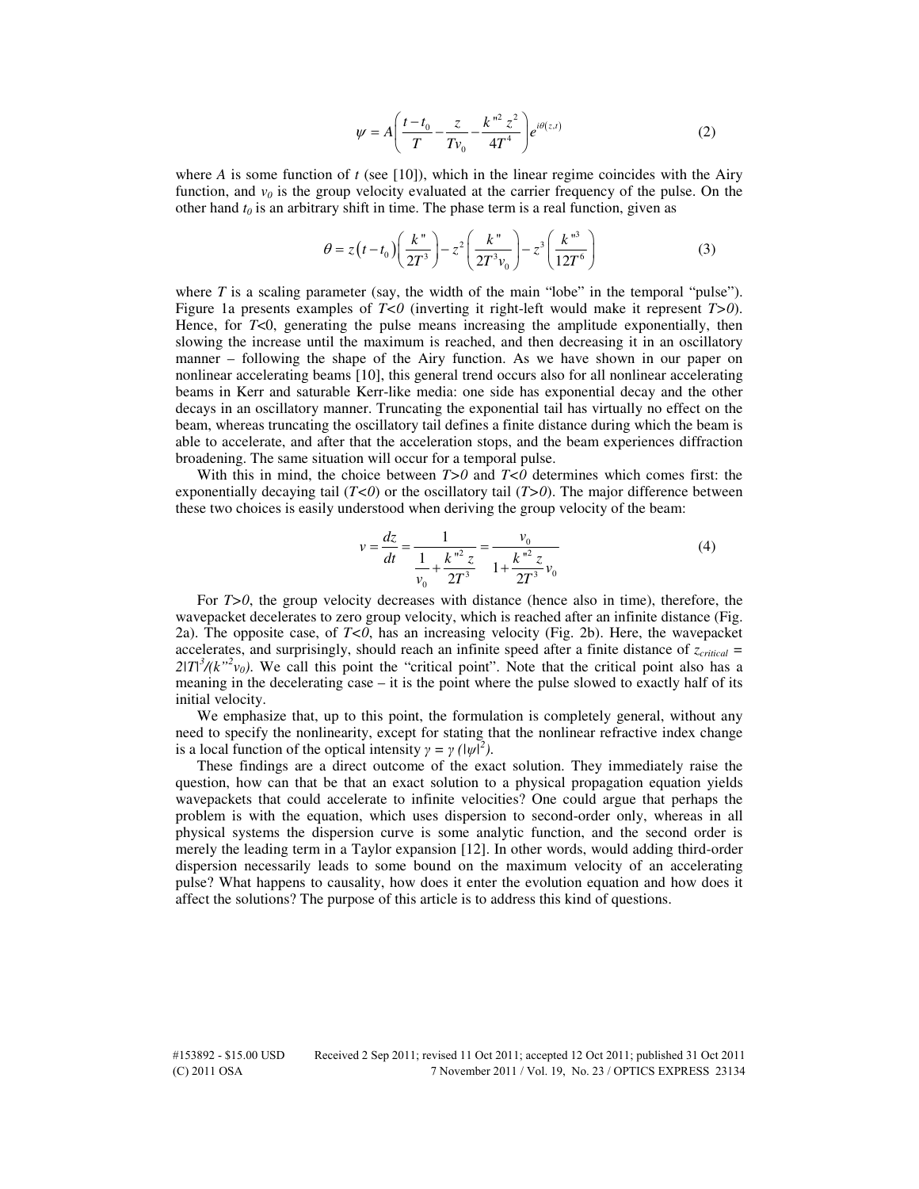$$\psi = A\left(\frac{t-t_0}{T} - \frac{z}{Tv_0} - \frac{k''^2 z^2}{4T^4}\right)e^{i\theta(z,t)} \tag{2}$$

where $A$ is some function of $t$ (see [10]), which in the linear regime coincides with the Airy function, and $v_0$ is the group velocity evaluated at the carrier frequency of the pulse. On the other hand $t_0$ is an arbitrary shift in time. The phase term is a real function, given as

$$\theta = z\left(t-t_0\right)\left(\frac{k''}{2T^3}\right) - z^2\left(\frac{k''}{2T^3 v_0}\right) - z^3\left(\frac{k''^3}{12T^6}\right) \tag{3}$$

where $T$ is a scaling parameter (say, the width of the main "lobe" in the temporal "pulse"). Figure 1a presents examples of $T<0$ (inverting it right-left would make it represent $T>0$). Hence, for $T<0$, generating the pulse means increasing the amplitude exponentially, then slowing the increase until the maximum is reached, and then decreasing it in an oscillatory manner – following the shape of the Airy function. As we have shown in our paper on nonlinear accelerating beams [10], this general trend occurs also for all nonlinear accelerating beams in Kerr and saturable Kerr-like media: one side has exponential decay and the other decays in an oscillatory manner. Truncating the exponential tail has virtually no effect on the beam, whereas truncating the oscillatory tail defines a finite distance during which the beam is able to accelerate, and after that the acceleration stops, and the beam experiences diffraction broadening. The same situation will occur for a temporal pulse.

With this in mind, the choice between $T>0$ and $T<0$ determines which comes first: the exponentially decaying tail ($T<0$) or the oscillatory tail ($T>0$). The major difference between these two choices is easily understood when deriving the group velocity of the beam:

$$v = \frac{dz}{dt} = \frac{1}{\dfrac{1}{v_0} + \dfrac{k''^2 z}{2T^3}} = \frac{v_0}{1 + \dfrac{k''^2 z}{2T^3}v_0} \tag{4}$$

For $T>0$, the group velocity decreases with distance (hence also in time), therefore, the wavepacket decelerates to zero group velocity, which is reached after an infinite distance (Fig. 2a). The opposite case, of $T<0$, has an increasing velocity (Fig. 2b). Here, the wavepacket accelerates, and surprisingly, should reach an infinite speed after a finite distance of $z_{critical} = 2|T|^3/(k''^2 v_0)$. We call this point the "critical point". Note that the critical point also has a meaning in the decelerating case – it is the point where the pulse slowed to exactly half of its initial velocity.

We emphasize that, up to this point, the formulation is completely general, without any need to specify the nonlinearity, except for stating that the nonlinear refractive index change is a local function of the optical intensity $\gamma = \gamma\,(|\psi|^2)$.

These findings are a direct outcome of the exact solution. They immediately raise the question, how can that be that an exact solution to a physical propagation equation yields wavepackets that could accelerate to infinite velocities? One could argue that perhaps the problem is with the equation, which uses dispersion to second-order only, whereas in all physical systems the dispersion curve is some analytic function, and the second order is merely the leading term in a Taylor expansion [12]. In other words, would adding third-order dispersion necessarily leads to some bound on the maximum velocity of an accelerating pulse? What happens to causality, how does it enter the evolution equation and how does it affect the solutions? The purpose of this article is to address this kind of questions.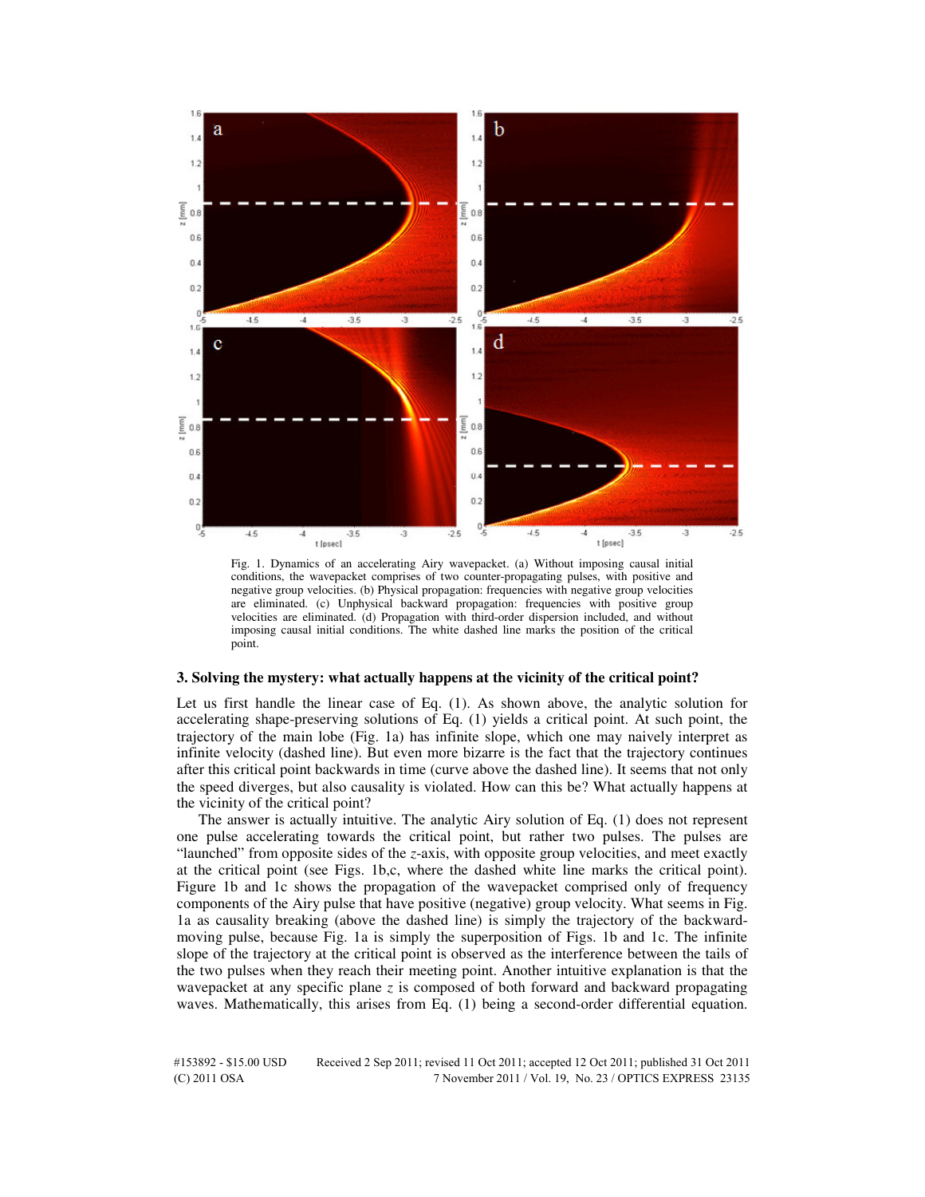Fig. 1. Dynamics of an accelerating Airy wavepacket. (a) Without imposing causal initial conditions, the wavepacket comprises of two counter-propagating pulses, with positive and negative group velocities. (b) Physical propagation: frequencies with negative group velocities are eliminated. (c) Unphysical backward propagation: frequencies with positive group velocities are eliminated. (d) Propagation with third-order dispersion included, and without imposing causal initial conditions. The white dashed line marks the position of the critical point.

### 3. Solving the mystery: what actually happens at the vicinity of the critical point?

Let us first handle the linear case of Eq. (1). As shown above, the analytic solution for accelerating shape-preserving solutions of Eq. (1) yields a critical point. At such point, the trajectory of the main lobe (Fig. 1a) has infinite slope, which one may naively interpret as infinite velocity (dashed line). But even more bizarre is the fact that the trajectory continues after this critical point backwards in time (curve above the dashed line). It seems that not only the speed diverges, but also causality is violated. How can this be? What actually happens at the vicinity of the critical point?

The answer is actually intuitive. The analytic Airy solution of Eq. (1) does not represent one pulse accelerating towards the critical point, but rather two pulses. The pulses are "launched" from opposite sides of the *z*-axis, with opposite group velocities, and meet exactly at the critical point (see Figs. 1b,c, where the dashed white line marks the critical point). Figure 1b and 1c shows the propagation of the wavepacket comprised only of frequency components of the Airy pulse that have positive (negative) group velocity. What seems in Fig. 1a as causality breaking (above the dashed line) is simply the trajectory of the backward-moving pulse, because Fig. 1a is simply the superposition of Figs. 1b and 1c. The infinite slope of the trajectory at the critical point is observed as the interference between the tails of the two pulses when they reach their meeting point. Another intuitive explanation is that the wavepacket at any specific plane *z* is composed of both forward and backward propagating waves. Mathematically, this arises from Eq. (1) being a second-order differential equation.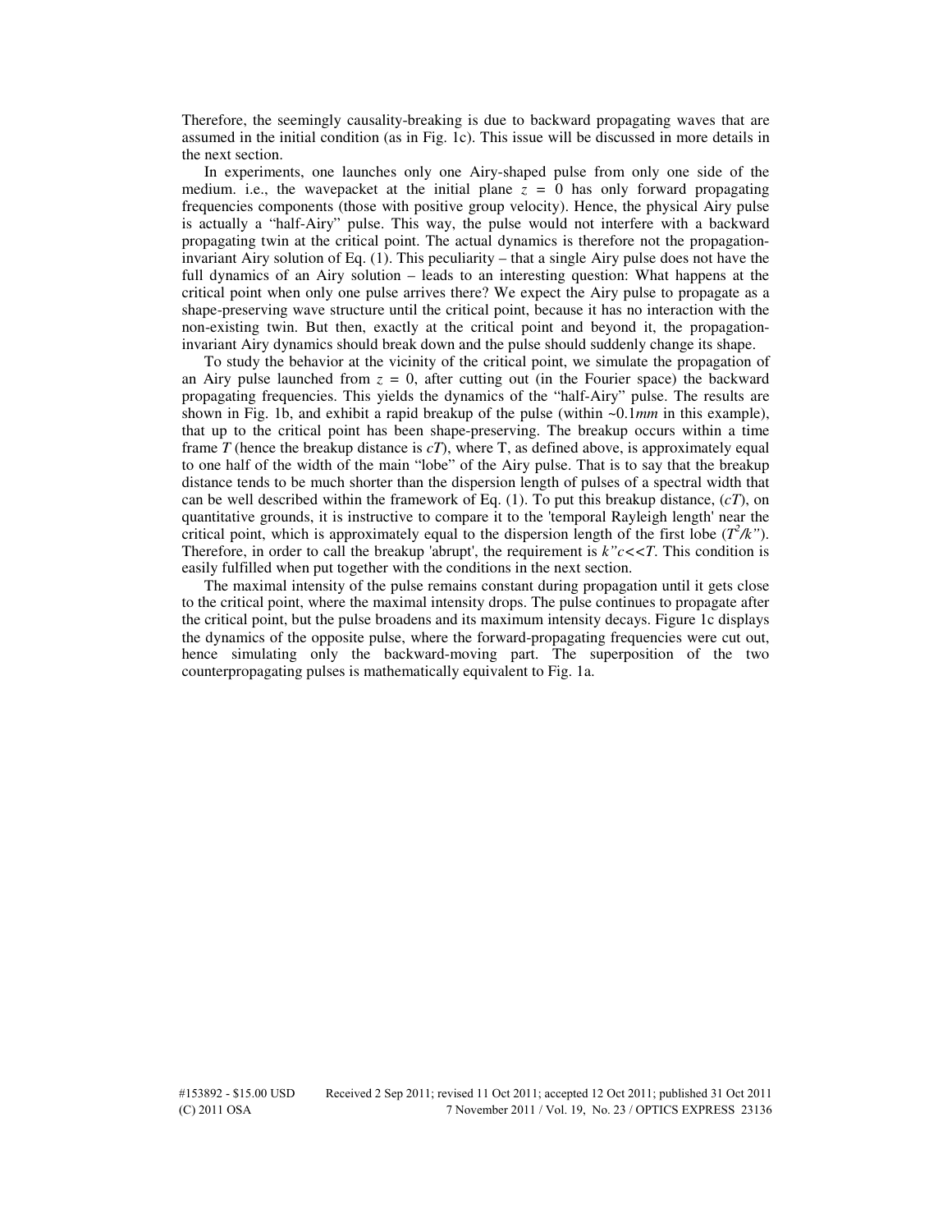Therefore, the seemingly causality-breaking is due to backward propagating waves that are assumed in the initial condition (as in Fig. 1c). This issue will be discussed in more details in the next section.

In experiments, one launches only one Airy-shaped pulse from only one side of the medium. i.e., the wavepacket at the initial plane $z = 0$ has only forward propagating frequencies components (those with positive group velocity). Hence, the physical Airy pulse is actually a "half-Airy" pulse. This way, the pulse would not interfere with a backward propagating twin at the critical point. The actual dynamics is therefore not the propagation-invariant Airy solution of Eq. (1). This peculiarity – that a single Airy pulse does not have the full dynamics of an Airy solution – leads to an interesting question: What happens at the critical point when only one pulse arrives there? We expect the Airy pulse to propagate as a shape-preserving wave structure until the critical point, because it has no interaction with the non-existing twin. But then, exactly at the critical point and beyond it, the propagation-invariant Airy dynamics should break down and the pulse should suddenly change its shape.

To study the behavior at the vicinity of the critical point, we simulate the propagation of an Airy pulse launched from $z = 0$, after cutting out (in the Fourier space) the backward propagating frequencies. This yields the dynamics of the "half-Airy" pulse. The results are shown in Fig. 1b, and exhibit a rapid breakup of the pulse (within ~0.1*mm* in this example), that up to the critical point has been shape-preserving. The breakup occurs within a time frame $T$ (hence the breakup distance is $cT$), where T, as defined above, is approximately equal to one half of the width of the main "lobe" of the Airy pulse. That is to say that the breakup distance tends to be much shorter than the dispersion length of pulses of a spectral width that can be well described within the framework of Eq. (1). To put this breakup distance, ($cT$), on quantitative grounds, it is instructive to compare it to the 'temporal Rayleigh length' near the critical point, which is approximately equal to the dispersion length of the first lobe ($T^2/k''$). Therefore, in order to call the breakup 'abrupt', the requirement is $k''c<<T$. This condition is easily fulfilled when put together with the conditions in the next section.

The maximal intensity of the pulse remains constant during propagation until it gets close to the critical point, where the maximal intensity drops. The pulse continues to propagate after the critical point, but the pulse broadens and its maximum intensity decays. Figure 1c displays the dynamics of the opposite pulse, where the forward-propagating frequencies were cut out, hence simulating only the backward-moving part. The superposition of the two counterpropagating pulses is mathematically equivalent to Fig. 1a.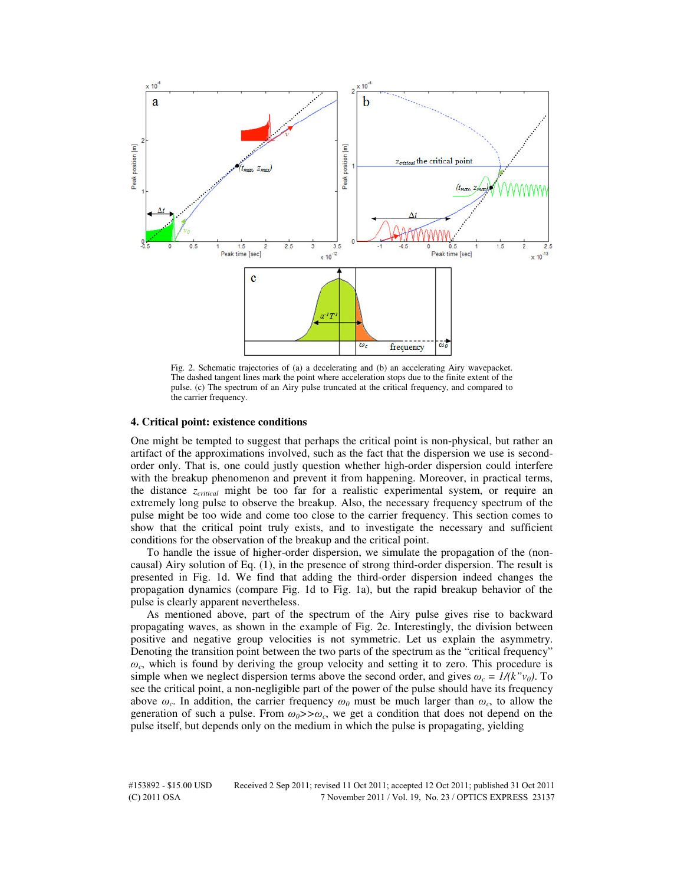Fig. 2. Schematic trajectories of (a) a decelerating and (b) an accelerating Airy wavepacket. The dashed tangent lines mark the point where acceleration stops due to the finite extent of the pulse. (c) The spectrum of an Airy pulse truncated at the critical frequency, and compared to the carrier frequency.

## 4. Critical point: existence conditions

One might be tempted to suggest that perhaps the critical point is non-physical, but rather an artifact of the approximations involved, such as the fact that the dispersion we use is second-order only. That is, one could justly question whether high-order dispersion could interfere with the breakup phenomenon and prevent it from happening. Moreover, in practical terms, the distance $z_{critical}$ might be too far for a realistic experimental system, or require an extremely long pulse to observe the breakup. Also, the necessary frequency spectrum of the pulse might be too wide and come too close to the carrier frequency. This section comes to show that the critical point truly exists, and to investigate the necessary and sufficient conditions for the observation of the breakup and the critical point.

To handle the issue of higher-order dispersion, we simulate the propagation of the (non-causal) Airy solution of Eq. (1), in the presence of strong third-order dispersion. The result is presented in Fig. 1d. We find that adding the third-order dispersion indeed changes the propagation dynamics (compare Fig. 1d to Fig. 1a), but the rapid breakup behavior of the pulse is clearly apparent nevertheless.

As mentioned above, part of the spectrum of the Airy pulse gives rise to backward propagating waves, as shown in the example of Fig. 2c. Interestingly, the division between positive and negative group velocities is not symmetric. Let us explain the asymmetry. Denoting the transition point between the two parts of the spectrum as the "critical frequency" $\omega_c$, which is found by deriving the group velocity and setting it to zero. This procedure is simple when we neglect dispersion terms above the second order, and gives $\omega_c = 1/(k''v_0)$. To see the critical point, a non-negligible part of the power of the pulse should have its frequency above $\omega_c$. In addition, the carrier frequency $\omega_0$ must be much larger than $\omega_c$, to allow the generation of such a pulse. From $\omega_0 >> \omega_c$, we get a condition that does not depend on the pulse itself, but depends only on the medium in which the pulse is propagating, yielding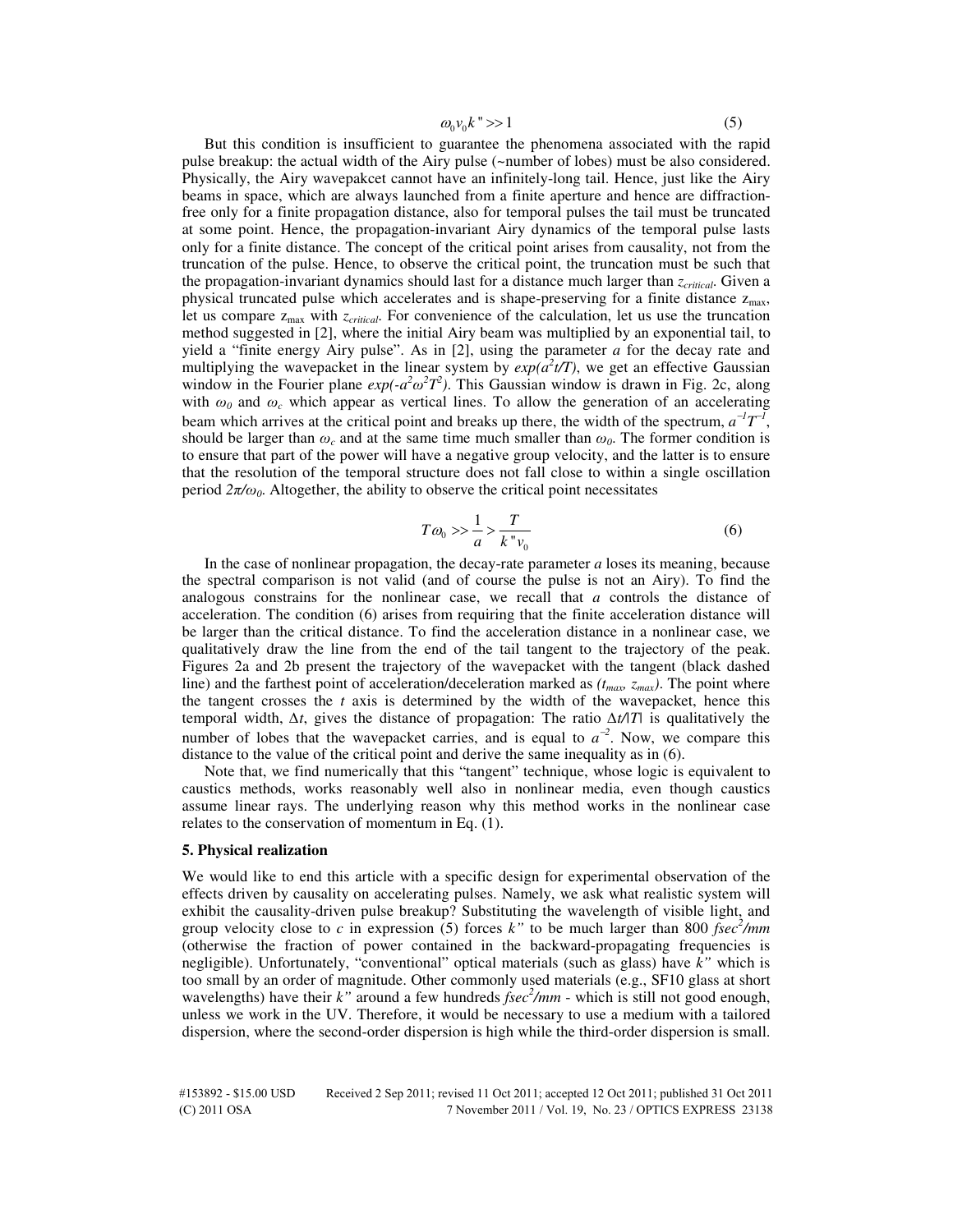$$\omega_0 v_0 k'' >> 1 \tag{5}$$

But this condition is insufficient to guarantee the phenomena associated with the rapid pulse breakup: the actual width of the Airy pulse (~number of lobes) must be also considered. Physically, the Airy wavepakcet cannot have an infinitely-long tail. Hence, just like the Airy beams in space, which are always launched from a finite aperture and hence are diffraction-free only for a finite propagation distance, also for temporal pulses the tail must be truncated at some point. Hence, the propagation-invariant Airy dynamics of the temporal pulse lasts only for a finite distance. The concept of the critical point arises from causality, not from the truncation of the pulse. Hence, to observe the critical point, the truncation must be such that the propagation-invariant dynamics should last for a distance much larger than $z_{critical}$. Given a physical truncated pulse which accelerates and is shape-preserving for a finite distance $z_{max}$, let us compare $z_{max}$ with $z_{critical}$. For convenience of the calculation, let us use the truncation method suggested in [2], where the initial Airy beam was multiplied by an exponential tail, to yield a "finite energy Airy pulse". As in [2], using the parameter $a$ for the decay rate and multiplying the wavepacket in the linear system by $exp(a^2t/T)$, we get an effective Gaussian window in the Fourier plane $exp(-a^2\omega^2T^2)$. This Gaussian window is drawn in Fig. 2c, along with $\omega_0$ and $\omega_c$ which appear as vertical lines. To allow the generation of an accelerating beam which arrives at the critical point and breaks up there, the width of the spectrum, $a^{-1}T^{-1}$, should be larger than $\omega_c$ and at the same time much smaller than $\omega_0$. The former condition is to ensure that part of the power will have a negative group velocity, and the latter is to ensure that the resolution of the temporal structure does not fall close to within a single oscillation period $2\pi/\omega_0$. Altogether, the ability to observe the critical point necessitates

$$T\omega_0 >> \frac{1}{a} > \frac{T}{k''v_0} \tag{6}$$

In the case of nonlinear propagation, the decay-rate parameter $a$ loses its meaning, because the spectral comparison is not valid (and of course the pulse is not an Airy). To find the analogous constrains for the nonlinear case, we recall that $a$ controls the distance of acceleration. The condition (6) arises from requiring that the finite acceleration distance will be larger than the critical distance. To find the acceleration distance in a nonlinear case, we qualitatively draw the line from the end of the tail tangent to the trajectory of the peak. Figures 2a and 2b present the trajectory of the wavepacket with the tangent (black dashed line) and the farthest point of acceleration/deceleration marked as $(t_{max}, z_{max})$. The point where the tangent crosses the $t$ axis is determined by the width of the wavepacket, hence this temporal width, $\Delta t$, gives the distance of propagation: The ratio $\Delta t/|T|$ is qualitatively the number of lobes that the wavepacket carries, and is equal to $a^{-2}$. Now, we compare this distance to the value of the critical point and derive the same inequality as in (6).

Note that, we find numerically that this "tangent" technique, whose logic is equivalent to caustics methods, works reasonably well also in nonlinear media, even though caustics assume linear rays. The underlying reason why this method works in the nonlinear case relates to the conservation of momentum in Eq. (1).

### 5. Physical realization

We would like to end this article with a specific design for experimental observation of the effects driven by causality on accelerating pulses. Namely, we ask what realistic system will exhibit the causality-driven pulse breakup? Substituting the wavelength of visible light, and group velocity close to $c$ in expression (5) forces $k''$ to be much larger than 800 $fsec^2/mm$ (otherwise the fraction of power contained in the backward-propagating frequencies is negligible). Unfortunately, "conventional" optical materials (such as glass) have $k''$ which is too small by an order of magnitude. Other commonly used materials (e.g., SF10 glass at short wavelengths) have their $k''$ around a few hundreds $fsec^2/mm$ - which is still not good enough, unless we work in the UV. Therefore, it would be necessary to use a medium with a tailored dispersion, where the second-order dispersion is high while the third-order dispersion is small.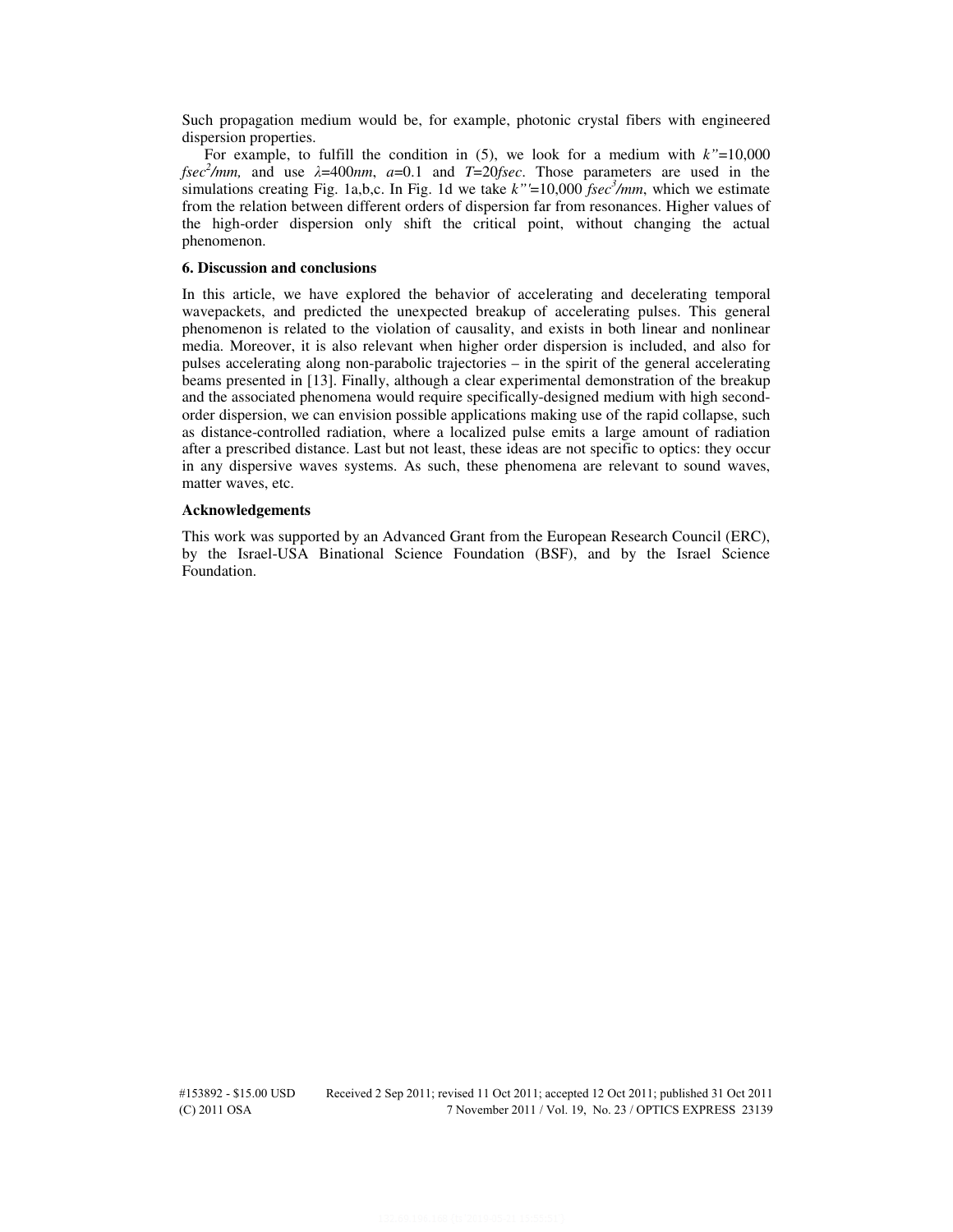Such propagation medium would be, for example, photonic crystal fibers with engineered dispersion properties.

For example, to fulfill the condition in (5), we look for a medium with $k''$=10,000 $fsec^2/mm$, and use $\lambda$=400$nm$, $a$=0.1 and $T$=20$fsec$. Those parameters are used in the simulations creating Fig. 1a,b,c. In Fig. 1d we take $k'''$=10,000 $fsec^3/mm$, which we estimate from the relation between different orders of dispersion far from resonances. Higher values of the high-order dispersion only shift the critical point, without changing the actual phenomenon.

**6. Discussion and conclusions**

In this article, we have explored the behavior of accelerating and decelerating temporal wavepackets, and predicted the unexpected breakup of accelerating pulses. This general phenomenon is related to the violation of causality, and exists in both linear and nonlinear media. Moreover, it is also relevant when higher order dispersion is included, and also for pulses accelerating along non-parabolic trajectories – in the spirit of the general accelerating beams presented in [13]. Finally, although a clear experimental demonstration of the breakup and the associated phenomena would require specifically-designed medium with high second-order dispersion, we can envision possible applications making use of the rapid collapse, such as distance-controlled radiation, where a localized pulse emits a large amount of radiation after a prescribed distance. Last but not least, these ideas are not specific to optics: they occur in any dispersive waves systems. As such, these phenomena are relevant to sound waves, matter waves, etc.

**Acknowledgements**

This work was supported by an Advanced Grant from the European Research Council (ERC), by the Israel-USA Binational Science Foundation (BSF), and by the Israel Science Foundation.